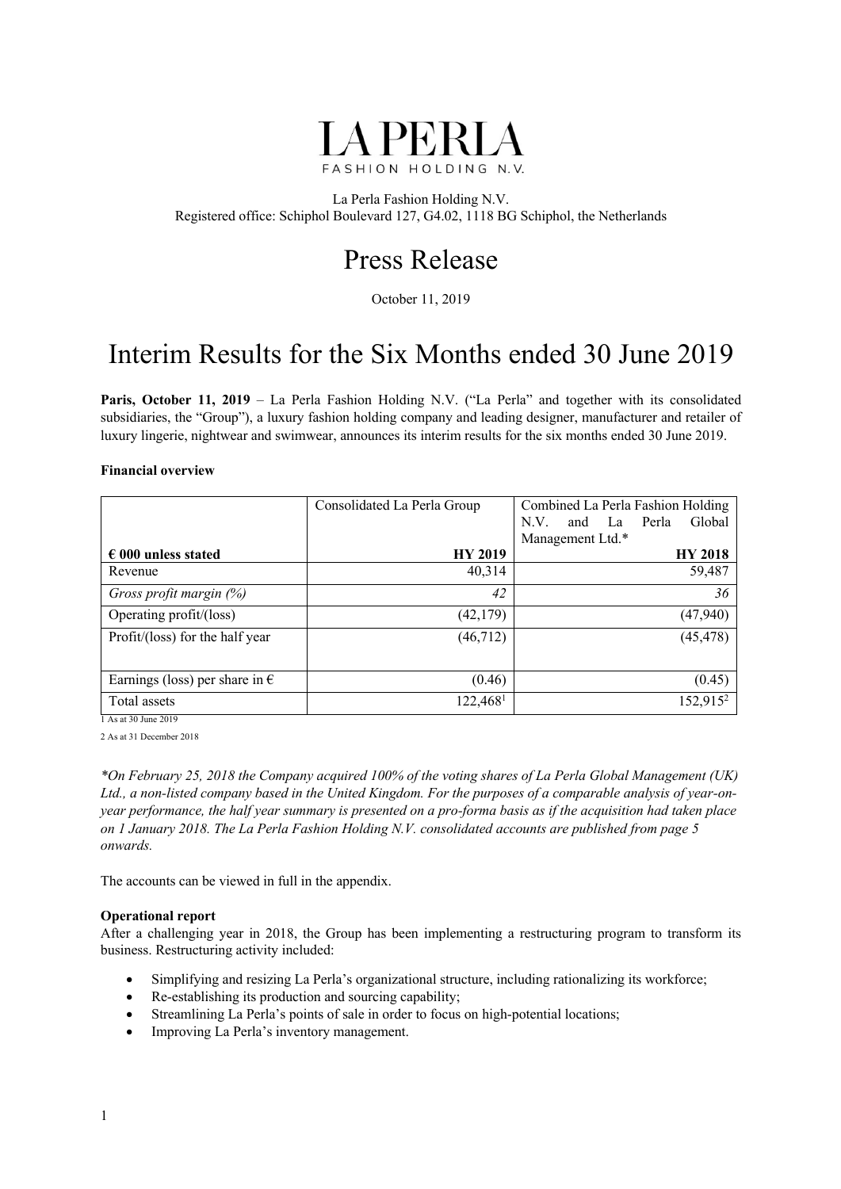# LA PERLA

FASHION HOLDING N.V.

La Perla Fashion Holding N.V.
Registered office: Schiphol Boulevard 127, G4.02, 1118 BG Schiphol, the Netherlands

# Press Release

October 11, 2019

# Interim Results for the Six Months ended 30 June 2019

**Paris, October 11, 2019** – La Perla Fashion Holding N.V. ("La Perla" and together with its consolidated subsidiaries, the "Group"), a luxury fashion holding company and leading designer, manufacturer and retailer of luxury lingerie, nightwear and swimwear, announces its interim results for the six months ended 30 June 2019.

**Financial overview**

| | Consolidated La Perla Group | Combined La Perla Fashion Holding N.V. and La Perla Global Management Ltd.* |
|---|---|---|
| **€ 000 unless stated** | **HY 2019** | **HY 2018** |
| Revenue | 40,314 | 59,487 |
| *Gross profit margin (%)* | *42* | *36* |
| Operating profit/(loss) | (42,179) | (47,940) |
| Profit/(loss) for the half year | (46,712) | (45,478) |
| Earnings (loss) per share in € | (0.46) | (0.45) |
| Total assets | 122,468[1] | 152,915[2] |

1 As at 30 June 2019

2 As at 31 December 2018

*\*On February 25, 2018 the Company acquired 100% of the voting shares of La Perla Global Management (UK) Ltd., a non-listed company based in the United Kingdom. For the purposes of a comparable analysis of year-on-year performance, the half year summary is presented on a pro-forma basis as if the acquisition had taken place on 1 January 2018. The La Perla Fashion Holding N.V. consolidated accounts are published from page 5 onwards.*

The accounts can be viewed in full in the appendix.

**Operational report**

After a challenging year in 2018, the Group has been implementing a restructuring program to transform its business. Restructuring activity included:

- Simplifying and resizing La Perla's organizational structure, including rationalizing its workforce;
- Re-establishing its production and sourcing capability;
- Streamlining La Perla's points of sale in order to focus on high-potential locations;
- Improving La Perla's inventory management.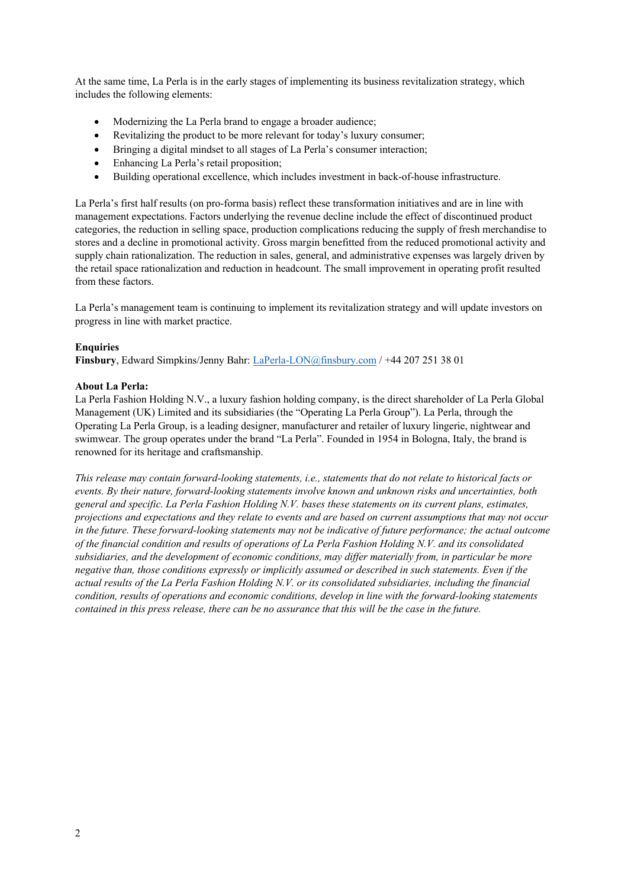At the same time, La Perla is in the early stages of implementing its business revitalization strategy, which includes the following elements:

- Modernizing the La Perla brand to engage a broader audience;
- Revitalizing the product to be more relevant for today's luxury consumer;
- Bringing a digital mindset to all stages of La Perla's consumer interaction;
- Enhancing La Perla's retail proposition;
- Building operational excellence, which includes investment in back-of-house infrastructure.

La Perla's first half results (on pro-forma basis) reflect these transformation initiatives and are in line with management expectations. Factors underlying the revenue decline include the effect of discontinued product categories, the reduction in selling space, production complications reducing the supply of fresh merchandise to stores and a decline in promotional activity. Gross margin benefitted from the reduced promotional activity and supply chain rationalization. The reduction in sales, general, and administrative expenses was largely driven by the retail space rationalization and reduction in headcount. The small improvement in operating profit resulted from these factors.

La Perla's management team is continuing to implement its revitalization strategy and will update investors on progress in line with market practice.

**Enquiries**
**Finsbury**, Edward Simpkins/Jenny Bahr: LaPerla-LON@finsbury.com / +44 207 251 38 01

**About La Perla:**
La Perla Fashion Holding N.V., a luxury fashion holding company, is the direct shareholder of La Perla Global Management (UK) Limited and its subsidiaries (the "Operating La Perla Group"). La Perla, through the Operating La Perla Group, is a leading designer, manufacturer and retailer of luxury lingerie, nightwear and swimwear. The group operates under the brand "La Perla". Founded in 1954 in Bologna, Italy, the brand is renowned for its heritage and craftsmanship.

*This release may contain forward-looking statements, i.e., statements that do not relate to historical facts or events. By their nature, forward-looking statements involve known and unknown risks and uncertainties, both general and specific. La Perla Fashion Holding N.V. bases these statements on its current plans, estimates, projections and expectations and they relate to events and are based on current assumptions that may not occur in the future. These forward-looking statements may not be indicative of future performance; the actual outcome of the financial condition and results of operations of La Perla Fashion Holding N.V. and its consolidated subsidiaries, and the development of economic conditions, may differ materially from, in particular be more negative than, those conditions expressly or implicitly assumed or described in such statements. Even if the actual results of the La Perla Fashion Holding N.V. or its consolidated subsidiaries, including the financial condition, results of operations and economic conditions, develop in line with the forward-looking statements contained in this press release, there can be no assurance that this will be the case in the future.*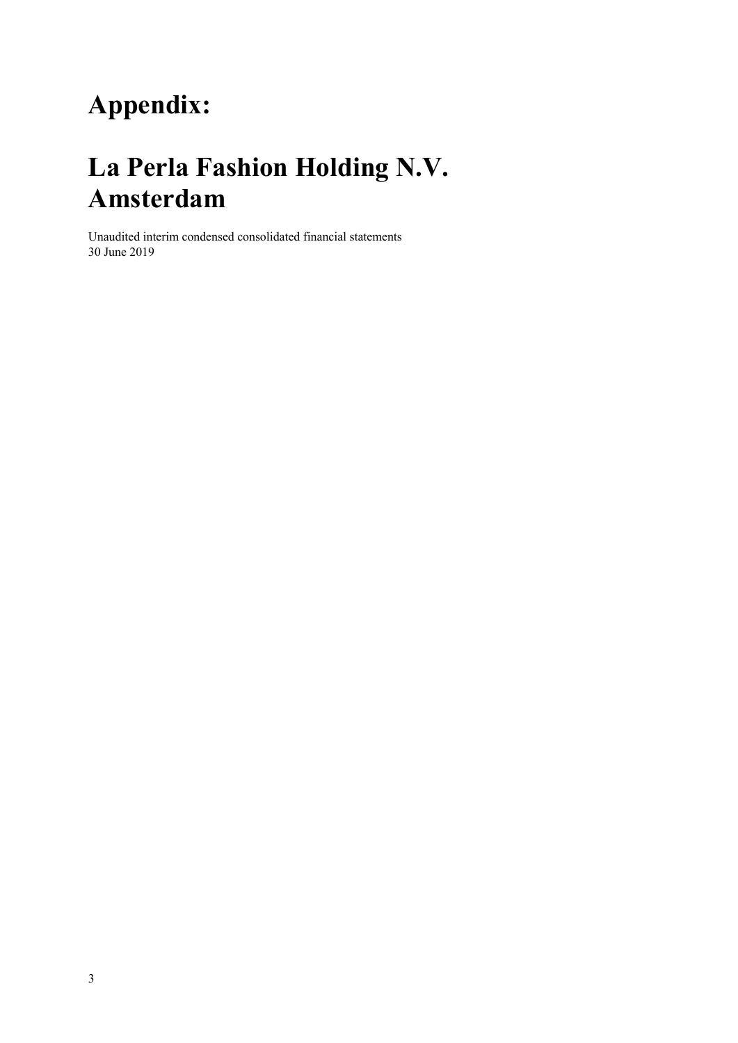# Appendix:

# La Perla Fashion Holding N.V. Amsterdam

Unaudited interim condensed consolidated financial statements
30 June 2019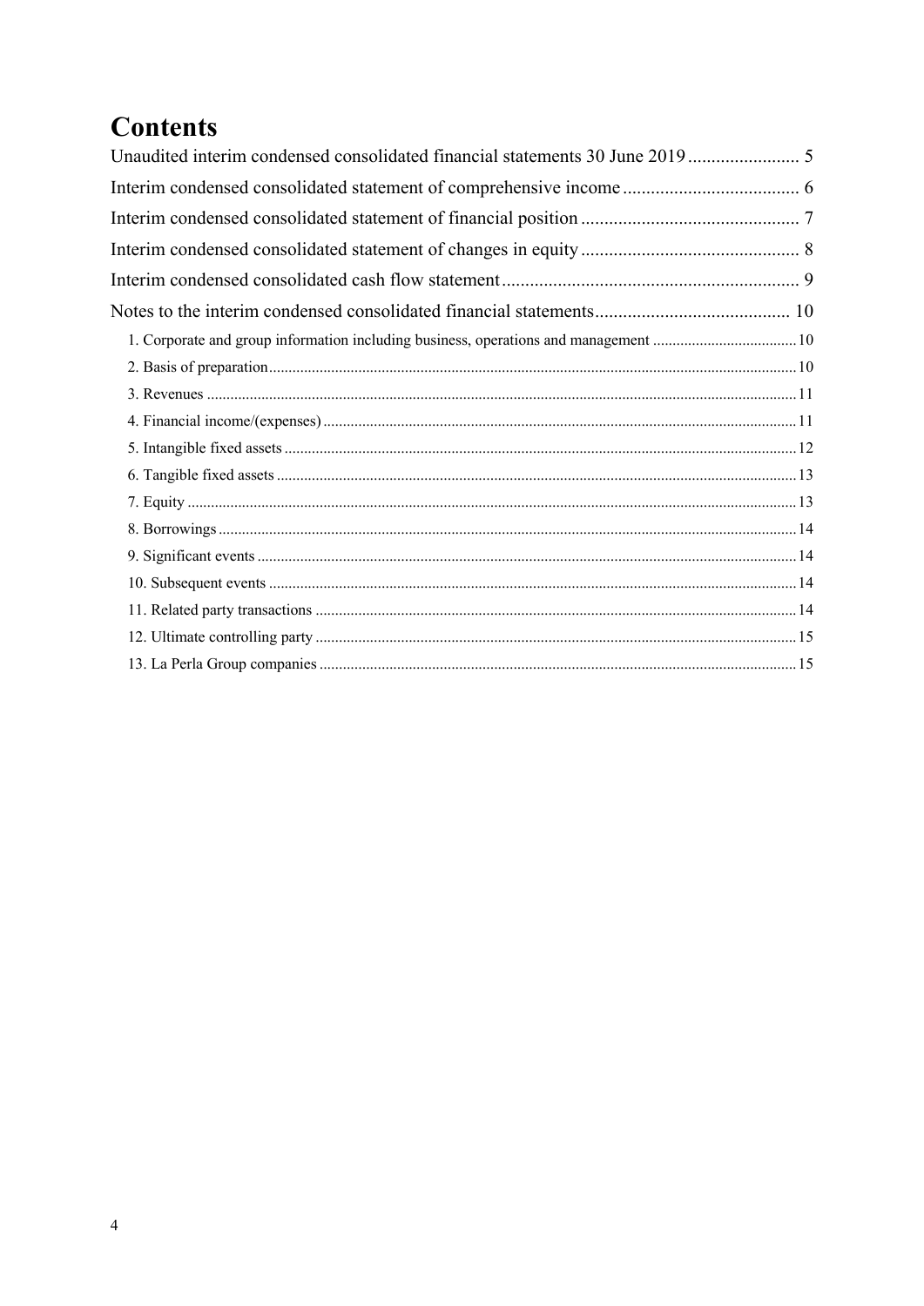# Contents

Unaudited interim condensed consolidated financial statements 30 June 2019 ........................ 5

Interim condensed consolidated statement of comprehensive income ...................................... 6

Interim condensed consolidated statement of financial position ............................................... 7

Interim condensed consolidated statement of changes in equity ............................................... 8

Interim condensed consolidated cash flow statement ................................................................ 9

Notes to the interim condensed consolidated financial statements .......................................... 10

- 1. Corporate and group information including business, operations and management ..................................... 10
- 2. Basis of preparation ....................................................................................................................................... 10
- 3. Revenues ....................................................................................................................................................... 11
- 4. Financial income/(expenses) ......................................................................................................................... 11
- 5. Intangible fixed assets ................................................................................................................................... 12
- 6. Tangible fixed assets ..................................................................................................................................... 13
- 7. Equity ............................................................................................................................................................ 13
- 8. Borrowings .................................................................................................................................................... 14
- 9. Significant events .......................................................................................................................................... 14
- 10. Subsequent events ....................................................................................................................................... 14
- 11. Related party transactions ........................................................................................................................... 14
- 12. Ultimate controlling party ........................................................................................................................... 15
- 13. La Perla Group companies .......................................................................................................................... 15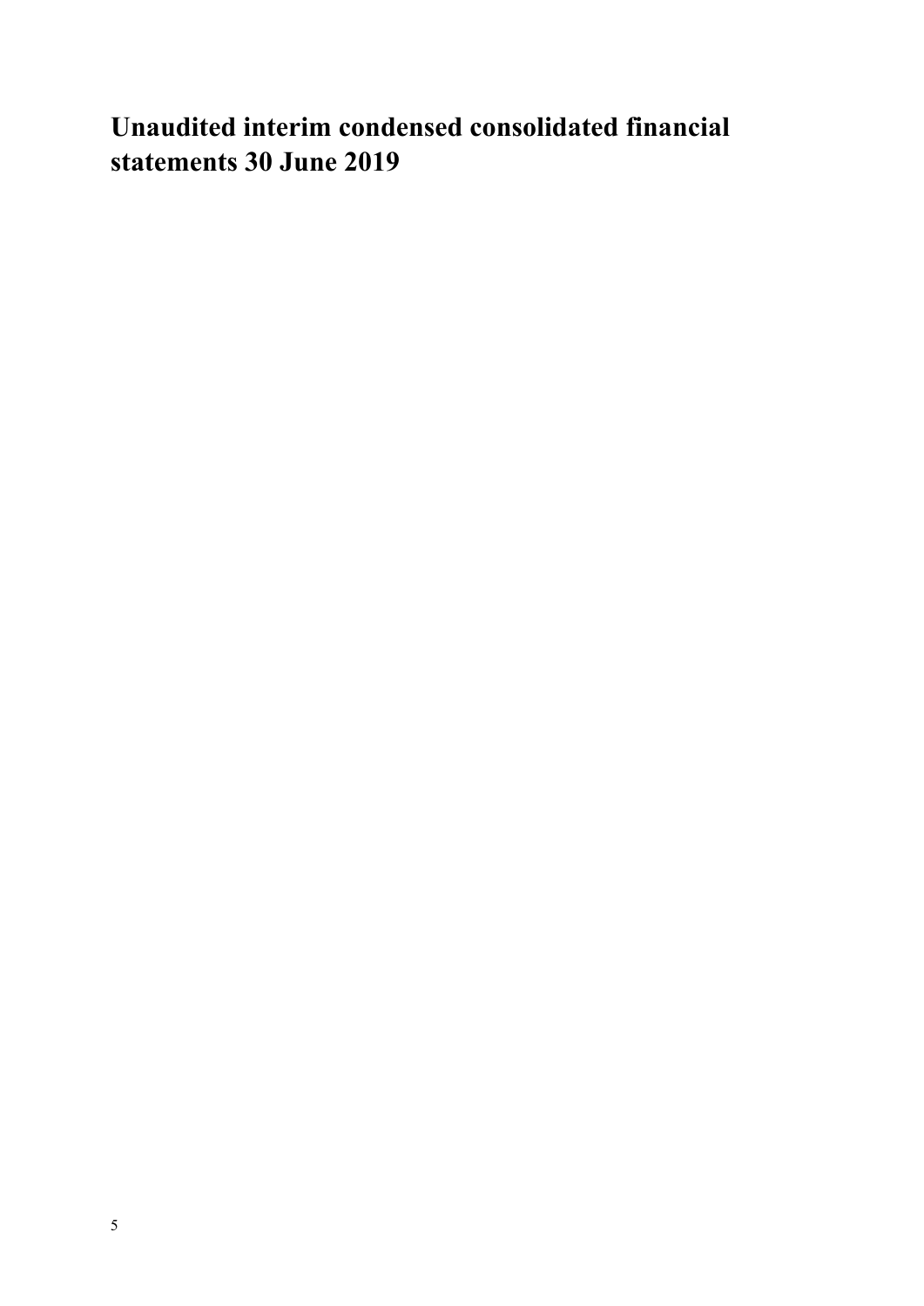# Unaudited interim condensed consolidated financial statements 30 June 2019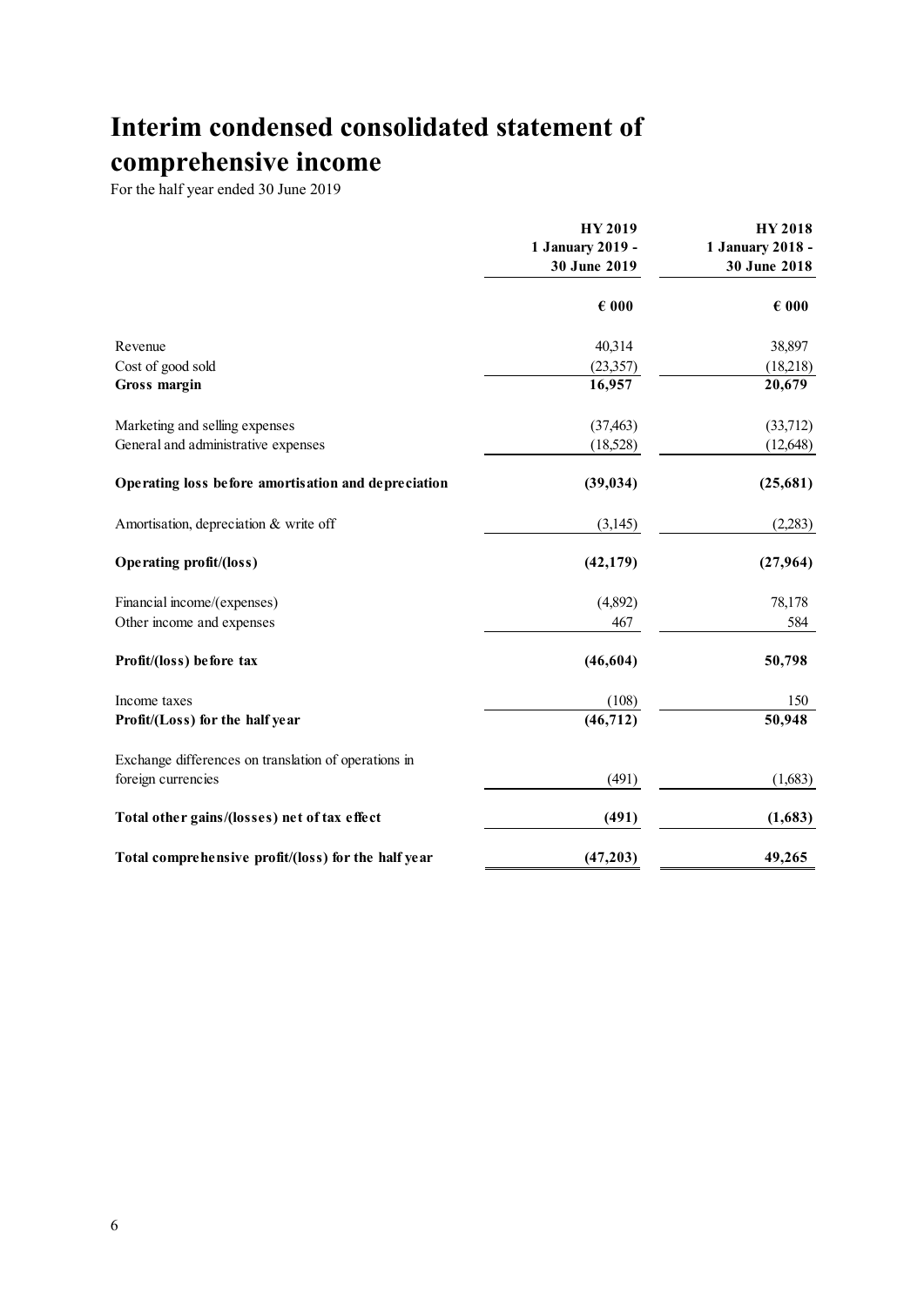# Interim condensed consolidated statement of comprehensive income

For the half year ended 30 June 2019

| | HY 2019<br>1 January 2019 -<br>30 June 2019 | HY 2018<br>1 January 2018 -<br>30 June 2018 |
|---|---|---|
| | **€ 000** | **€ 000** |
| Revenue | 40,314 | 38,897 |
| Cost of good sold | (23,357) | (18,218) |
| **Gross margin** | **16,957** | **20,679** |
| Marketing and selling expenses | (37,463) | (33,712) |
| General and administrative expenses | (18,528) | (12,648) |
| **Operating loss before amortisation and depreciation** | **(39,034)** | **(25,681)** |
| Amortisation, depreciation & write off | (3,145) | (2,283) |
| **Operating profit/(loss)** | **(42,179)** | **(27,964)** |
| Financial income/(expenses) | (4,892) | 78,178 |
| Other income and expenses | 467 | 584 |
| **Profit/(loss) before tax** | **(46,604)** | **50,798** |
| Income taxes | (108) | 150 |
| **Profit/(Loss) for the half year** | **(46,712)** | **50,948** |
| Exchange differences on translation of operations in foreign currencies | (491) | (1,683) |
| **Total other gains/(losses) net of tax effect** | **(491)** | **(1,683)** |
| **Total comprehensive profit/(loss) for the half year** | **(47,203)** | **49,265** |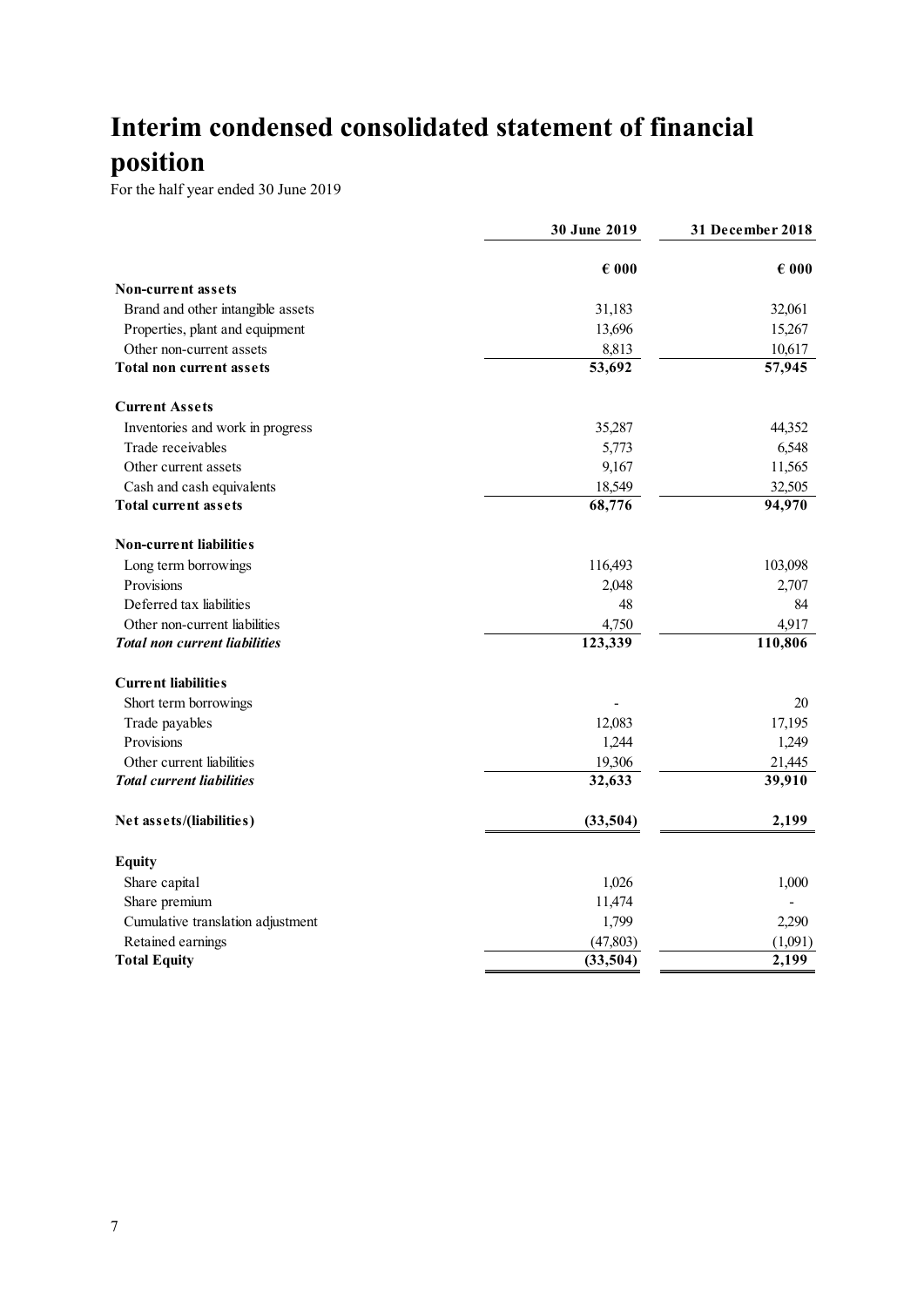# Interim condensed consolidated statement of financial position

For the half year ended 30 June 2019

| | 30 June 2019 | 31 December 2018 |
|---|---|---|
| | € 000 | € 000 |
| **Non-current assets** | | |
| Brand and other intangible assets | 31,183 | 32,061 |
| Properties, plant and equipment | 13,696 | 15,267 |
| Other non-current assets | 8,813 | 10,617 |
| **Total non current assets** | **53,692** | **57,945** |
| **Current Assets** | | |
| Inventories and work in progress | 35,287 | 44,352 |
| Trade receivables | 5,773 | 6,548 |
| Other current assets | 9,167 | 11,565 |
| Cash and cash equivalents | 18,549 | 32,505 |
| **Total current assets** | **68,776** | **94,970** |
| **Non-current liabilities** | | |
| Long term borrowings | 116,493 | 103,098 |
| Provisions | 2,048 | 2,707 |
| Deferred tax liabilities | 48 | 84 |
| Other non-current liabilities | 4,750 | 4,917 |
| ***Total non current liabilities*** | **123,339** | **110,806** |
| **Current liabilities** | | |
| Short term borrowings | - | 20 |
| Trade payables | 12,083 | 17,195 |
| Provisions | 1,244 | 1,249 |
| Other current liabilities | 19,306 | 21,445 |
| ***Total current liabilities*** | **32,633** | **39,910** |
| **Net assets/(liabilities)** | **(33,504)** | **2,199** |
| **Equity** | | |
| Share capital | 1,026 | 1,000 |
| Share premium | 11,474 | - |
| Cumulative translation adjustment | 1,799 | 2,290 |
| Retained earnings | (47,803) | (1,091) |
| **Total Equity** | **(33,504)** | **2,199** |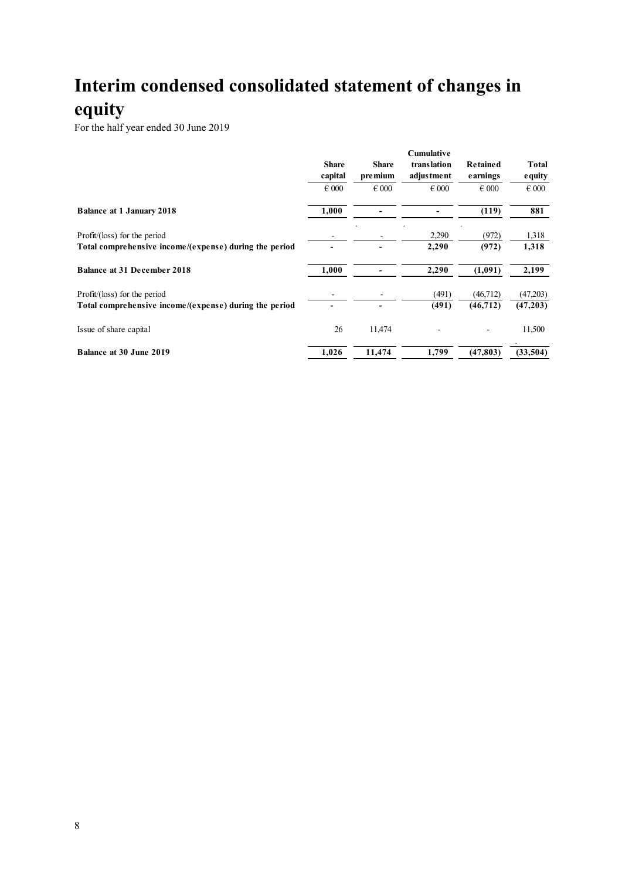# Interim condensed consolidated statement of changes in equity

For the half year ended 30 June 2019

| | Share capital | Share premium | Cumulative translation adjustment | Retained earnings | Total equity |
|---|---|---|---|---|---|
| | € 000 | € 000 | € 000 | € 000 | € 000 |
| **Balance at 1 January 2018** | **1,000** | **-** | **-** | **(119)** | **881** |
| Profit/(loss) for the period | - | - | 2,290 | (972) | 1,318 |
| **Total comprehensive income/(expense) during the period** | **-** | **-** | **2,290** | **(972)** | **1,318** |
| **Balance at 31 December 2018** | **1,000** | **-** | **2,290** | **(1,091)** | **2,199** |
| Profit/(loss) for the period | - | - | (491) | (46,712) | (47,203) |
| **Total comprehensive income/(expense) during the period** | **-** | **-** | **(491)** | **(46,712)** | **(47,203)** |
| Issue of share capital | 26 | 11,474 | - | - | 11,500 |
| **Balance at 30 June 2019** | **1,026** | **11,474** | **1,799** | **(47,803)** | **(33,504)** |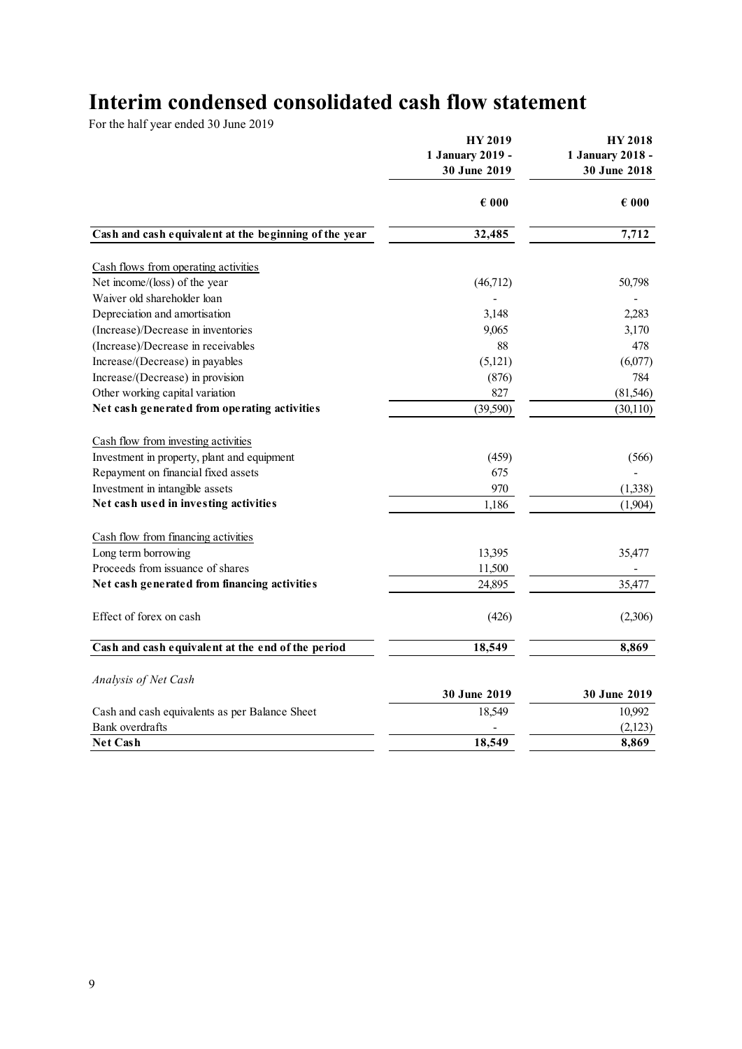# Interim condensed consolidated cash flow statement

For the half year ended 30 June 2019

| | HY 2019<br>1 January 2019 -<br>30 June 2019 | HY 2018<br>1 January 2018 -<br>30 June 2018 |
|---|---|---|
| | € 000 | € 000 |
| **Cash and cash equivalent at the beginning of the year** | **32,485** | **7,712** |
| Cash flows from operating activities | | |
| Net income/(loss) of the year | (46,712) | 50,798 |
| Waiver old shareholder loan | - | - |
| Depreciation and amortisation | 3,148 | 2,283 |
| (Increase)/Decrease in inventories | 9,065 | 3,170 |
| (Increase)/Decrease in receivables | 88 | 478 |
| Increase/(Decrease) in payables | (5,121) | (6,077) |
| Increase/(Decrease) in provision | (876) | 784 |
| Other working capital variation | 827 | (81,546) |
| **Net cash generated from operating activities** | (39,590) | (30,110) |
| Cash flow from investing activities | | |
| Investment in property, plant and equipment | (459) | (566) |
| Repayment on financial fixed assets | 675 | - |
| Investment in intangible assets | 970 | (1,338) |
| **Net cash used in investing activities** | 1,186 | (1,904) |
| Cash flow from financing activities | | |
| Long term borrowing | 13,395 | 35,477 |
| Proceeds from issuance of shares | 11,500 | - |
| **Net cash generated from financing activities** | 24,895 | 35,477 |
| Effect of forex on cash | (426) | (2,306) |
| **Cash and cash equivalent at the end of the period** | **18,549** | **8,869** |

*Analysis of Net Cash*

| | 30 June 2019 | 30 June 2019 |
|---|---|---|
| Cash and cash equivalents as per Balance Sheet | 18,549 | 10,992 |
| Bank overdrafts | - | (2,123) |
| **Net Cash** | **18,549** | **8,869** |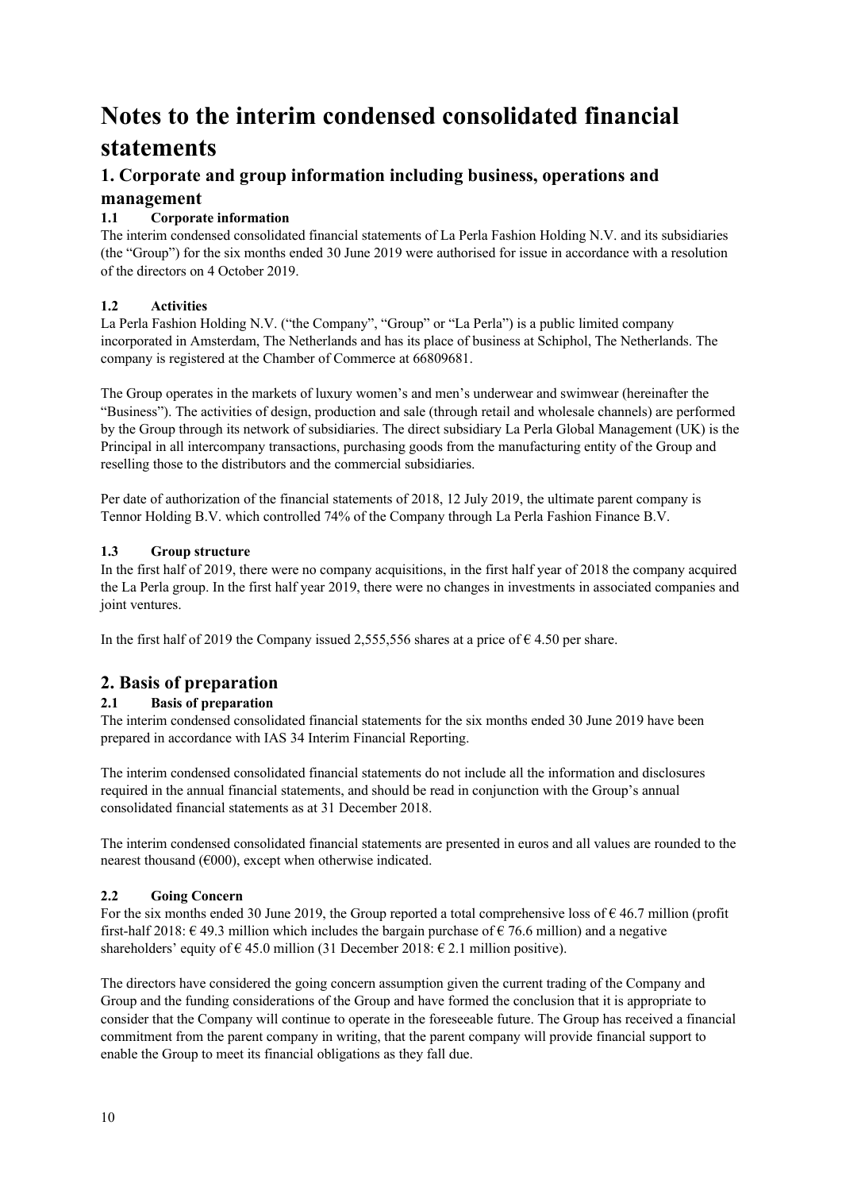# Notes to the interim condensed consolidated financial statements

## 1. Corporate and group information including business, operations and management

### 1.1 Corporate information

The interim condensed consolidated financial statements of La Perla Fashion Holding N.V. and its subsidiaries (the "Group") for the six months ended 30 June 2019 were authorised for issue in accordance with a resolution of the directors on 4 October 2019.

### 1.2 Activities

La Perla Fashion Holding N.V. ("the Company", "Group" or "La Perla") is a public limited company incorporated in Amsterdam, The Netherlands and has its place of business at Schiphol, The Netherlands. The company is registered at the Chamber of Commerce at 66809681.

The Group operates in the markets of luxury women's and men's underwear and swimwear (hereinafter the "Business"). The activities of design, production and sale (through retail and wholesale channels) are performed by the Group through its network of subsidiaries. The direct subsidiary La Perla Global Management (UK) is the Principal in all intercompany transactions, purchasing goods from the manufacturing entity of the Group and reselling those to the distributors and the commercial subsidiaries.

Per date of authorization of the financial statements of 2018, 12 July 2019, the ultimate parent company is Tennor Holding B.V. which controlled 74% of the Company through La Perla Fashion Finance B.V.

### 1.3 Group structure

In the first half of 2019, there were no company acquisitions, in the first half year of 2018 the company acquired the La Perla group. In the first half year 2019, there were no changes in investments in associated companies and joint ventures.

In the first half of 2019 the Company issued 2,555,556 shares at a price of € 4.50 per share.

## 2. Basis of preparation

### 2.1 Basis of preparation

The interim condensed consolidated financial statements for the six months ended 30 June 2019 have been prepared in accordance with IAS 34 Interim Financial Reporting.

The interim condensed consolidated financial statements do not include all the information and disclosures required in the annual financial statements, and should be read in conjunction with the Group's annual consolidated financial statements as at 31 December 2018.

The interim condensed consolidated financial statements are presented in euros and all values are rounded to the nearest thousand (€000), except when otherwise indicated.

### 2.2 Going Concern

For the six months ended 30 June 2019, the Group reported a total comprehensive loss of € 46.7 million (profit first-half 2018: € 49.3 million which includes the bargain purchase of € 76.6 million) and a negative shareholders' equity of € 45.0 million (31 December 2018: € 2.1 million positive).

The directors have considered the going concern assumption given the current trading of the Company and Group and the funding considerations of the Group and have formed the conclusion that it is appropriate to consider that the Company will continue to operate in the foreseeable future. The Group has received a financial commitment from the parent company in writing, that the parent company will provide financial support to enable the Group to meet its financial obligations as they fall due.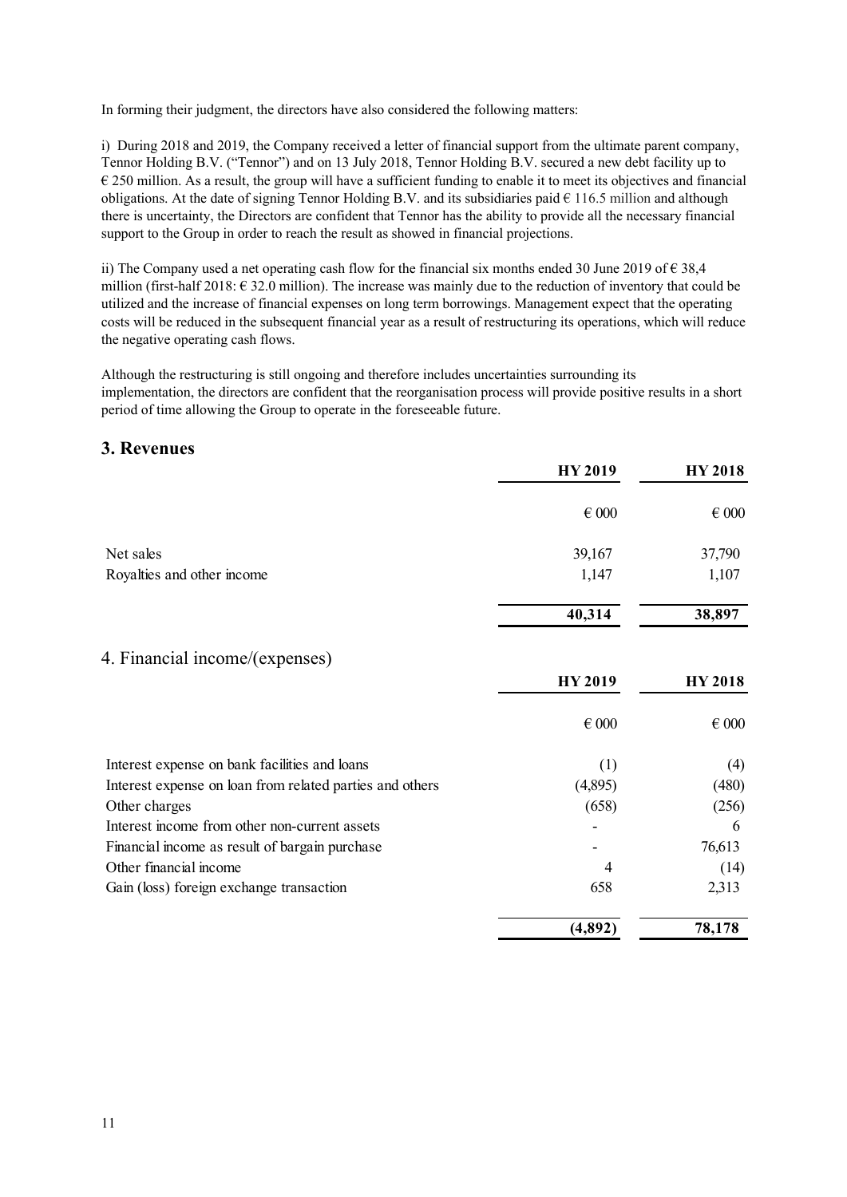In forming their judgment, the directors have also considered the following matters:

i) During 2018 and 2019, the Company received a letter of financial support from the ultimate parent company, Tennor Holding B.V. ("Tennor") and on 13 July 2018, Tennor Holding B.V. secured a new debt facility up to € 250 million. As a result, the group will have a sufficient funding to enable it to meet its objectives and financial obligations. At the date of signing Tennor Holding B.V. and its subsidiaries paid € 116.5 million and although there is uncertainty, the Directors are confident that Tennor has the ability to provide all the necessary financial support to the Group in order to reach the result as showed in financial projections.

ii) The Company used a net operating cash flow for the financial six months ended 30 June 2019 of € 38,4 million (first-half 2018: € 32.0 million). The increase was mainly due to the reduction of inventory that could be utilized and the increase of financial expenses on long term borrowings. Management expect that the operating costs will be reduced in the subsequent financial year as a result of restructuring its operations, which will reduce the negative operating cash flows.

Although the restructuring is still ongoing and therefore includes uncertainties surrounding its implementation, the directors are confident that the reorganisation process will provide positive results in a short period of time allowing the Group to operate in the foreseeable future.

## 3. Revenues

| | HY 2019 | HY 2018 |
|---|---|---|
| | € 000 | € 000 |
| Net sales | 39,167 | 37,790 |
| Royalties and other income | 1,147 | 1,107 |
| | **40,314** | **38,897** |

## 4. Financial income/(expenses)

| | HY 2019 | HY 2018 |
|---|---|---|
| | € 000 | € 000 |
| Interest expense on bank facilities and loans | (1) | (4) |
| Interest expense on loan from related parties and others | (4,895) | (480) |
| Other charges | (658) | (256) |
| Interest income from other non-current assets | - | 6 |
| Financial income as result of bargain purchase | - | 76,613 |
| Other financial income | 4 | (14) |
| Gain (loss) foreign exchange transaction | 658 | 2,313 |
| | **(4,892)** | **78,178** |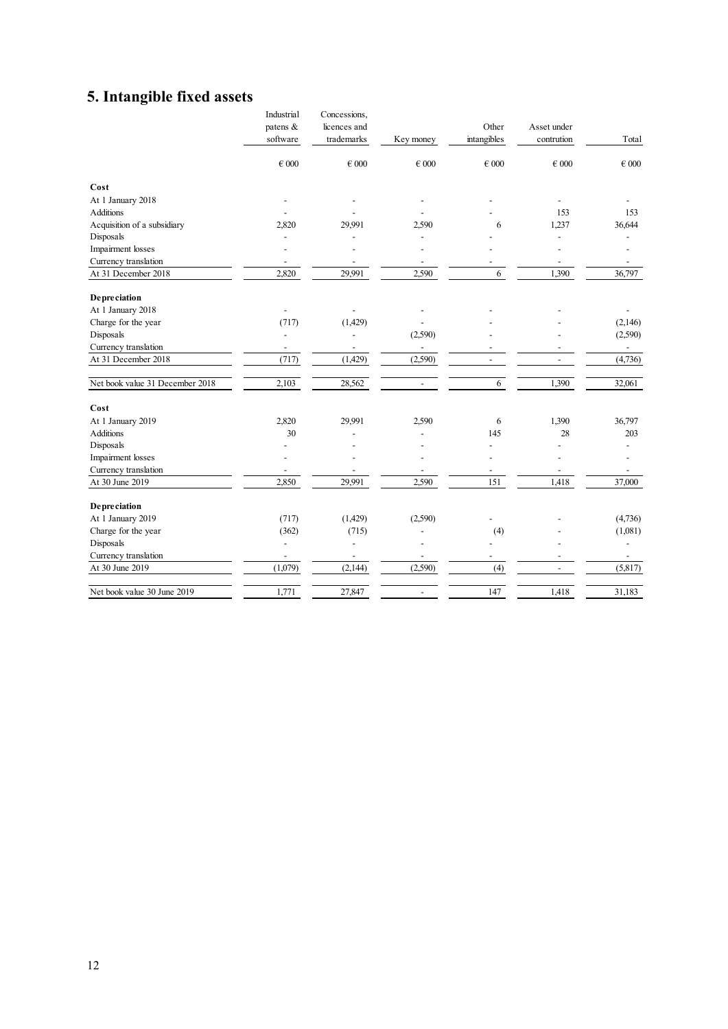# 5. Intangible fixed assets

| | Industrial patens & software | Concessions, licences and trademarks | Key money | Other intangibles | Asset under contrution | Total |
|---|---|---|---|---|---|---|
| | € 000 | € 000 | € 000 | € 000 | € 000 | € 000 |
| **Cost** | | | | | | |
| At 1 January 2018 | - | - | - | - | - | - |
| Additions | - | - | - | - | 153 | 153 |
| Acquisition of a subsidiary | 2,820 | 29,991 | 2,590 | 6 | 1,237 | 36,644 |
| Disposals | - | - | - | - | - | - |
| Impairment losses | - | - | - | - | - | - |
| Currency translation | - | - | - | - | - | - |
| At 31 December 2018 | 2,820 | 29,991 | 2,590 | 6 | 1,390 | 36,797 |
| **Depreciation** | | | | | | |
| At 1 January 2018 | - | - | - | - | - | - |
| Charge for the year | (717) | (1,429) | - | - | - | (2,146) |
| Disposals | - | - | (2,590) | - | - | (2,590) |
| Currency translation | - | - | - | - | - | - |
| At 31 December 2018 | (717) | (1,429) | (2,590) | - | - | (4,736) |
| Net book value 31 December 2018 | 2,103 | 28,562 | - | 6 | 1,390 | 32,061 |
| **Cost** | | | | | | |
| At 1 January 2019 | 2,820 | 29,991 | 2,590 | 6 | 1,390 | 36,797 |
| Additions | 30 | - | - | 145 | 28 | 203 |
| Disposals | - | - | - | - | - | - |
| Impairment losses | - | - | - | - | - | - |
| Currency translation | - | - | - | - | - | - |
| At 30 June 2019 | 2,850 | 29,991 | 2,590 | 151 | 1,418 | 37,000 |
| **Depreciation** | | | | | | |
| At 1 January 2019 | (717) | (1,429) | (2,590) | - | - | (4,736) |
| Charge for the year | (362) | (715) | - | (4) | - | (1,081) |
| Disposals | - | - | - | - | - | - |
| Currency translation | - | - | - | - | - | - |
| At 30 June 2019 | (1,079) | (2,144) | (2,590) | (4) | - | (5,817) |
| Net book value 30 June 2019 | 1,771 | 27,847 | - | 147 | 1,418 | 31,183 |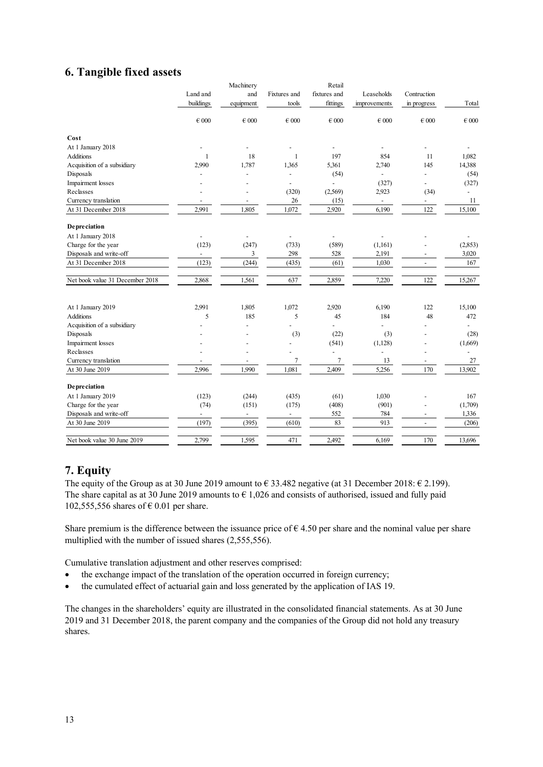## 6. Tangible fixed assets

| | Land and buildings | Machinery and equipment | Fixtures and tools | Retail fixtures and fittings | Leaseholds improvements | Contruction in progress | Total |
|---|---|---|---|---|---|---|---|
| | € 000 | € 000 | € 000 | € 000 | € 000 | € 000 | € 000 |
| **Cost** | | | | | | | |
| At 1 January 2018 | - | - | - | - | - | - | - |
| Additions | 1 | 18 | 1 | 197 | 854 | 11 | 1,082 |
| Acquisition of a subsidiary | 2,990 | 1,787 | 1,365 | 5,361 | 2,740 | 145 | 14,388 |
| Disposals | - | - | - | (54) | - | - | (54) |
| Impairment losses | - | - | - | - | (327) | - | (327) |
| Reclasses | - | - | (320) | (2,569) | 2,923 | (34) | - |
| Currency translation | - | - | 26 | (15) | - | - | 11 |
| At 31 December 2018 | 2,991 | 1,805 | 1,072 | 2,920 | 6,190 | 122 | 15,100 |
| **Depreciation** | | | | | | | |
| At 1 January 2018 | - | - | - | - | - | - | - |
| Charge for the year | (123) | (247) | (733) | (589) | (1,161) | - | (2,853) |
| Disposals and write-off | - | 3 | 298 | 528 | 2,191 | - | 3,020 |
| At 31 December 2018 | (123) | (244) | (435) | (61) | 1,030 | - | 167 |
| Net book value 31 December 2018 | 2,868 | 1,561 | 637 | 2,859 | 7,220 | 122 | 15,267 |
| | | | | | | | |
| At 1 January 2019 | 2,991 | 1,805 | 1,072 | 2,920 | 6,190 | 122 | 15,100 |
| Additions | 5 | 185 | 5 | 45 | 184 | 48 | 472 |
| Acquisition of a subsidiary | - | - | - | - | - | - | - |
| Disposals | - | - | (3) | (22) | (3) | - | (28) |
| Impairment losses | - | - | - | (541) | (1,128) | - | (1,669) |
| Reclasses | - | - | - | - | - | - | - |
| Currency translation | - | - | 7 | 7 | 13 | - | 27 |
| At 30 June 2019 | 2,996 | 1,990 | 1,081 | 2,409 | 5,256 | 170 | 13,902 |
| **Depreciation** | | | | | | | |
| At 1 January 2019 | (123) | (244) | (435) | (61) | 1,030 | - | 167 |
| Charge for the year | (74) | (151) | (175) | (408) | (901) | - | (1,709) |
| Disposals and write-off | - | - | - | 552 | 784 | - | 1,336 |
| At 30 June 2019 | (197) | (395) | (610) | 83 | 913 | - | (206) |
| Net book value 30 June 2019 | 2,799 | 1,595 | 471 | 2,492 | 6,169 | 170 | 13,696 |

## 7. Equity

The equity of the Group as at 30 June 2019 amount to € 33.482 negative (at 31 December 2018: € 2.199). The share capital as at 30 June 2019 amounts to € 1,026 and consists of authorised, issued and fully paid 102,555,556 shares of € 0.01 per share.

Share premium is the difference between the issuance price of € 4.50 per share and the nominal value per share multiplied with the number of issued shares (2,555,556).

Cumulative translation adjustment and other reserves comprised:

- the exchange impact of the translation of the operation occurred in foreign currency;
- the cumulated effect of actuarial gain and loss generated by the application of IAS 19.

The changes in the shareholders' equity are illustrated in the consolidated financial statements. As at 30 June 2019 and 31 December 2018, the parent company and the companies of the Group did not hold any treasury shares.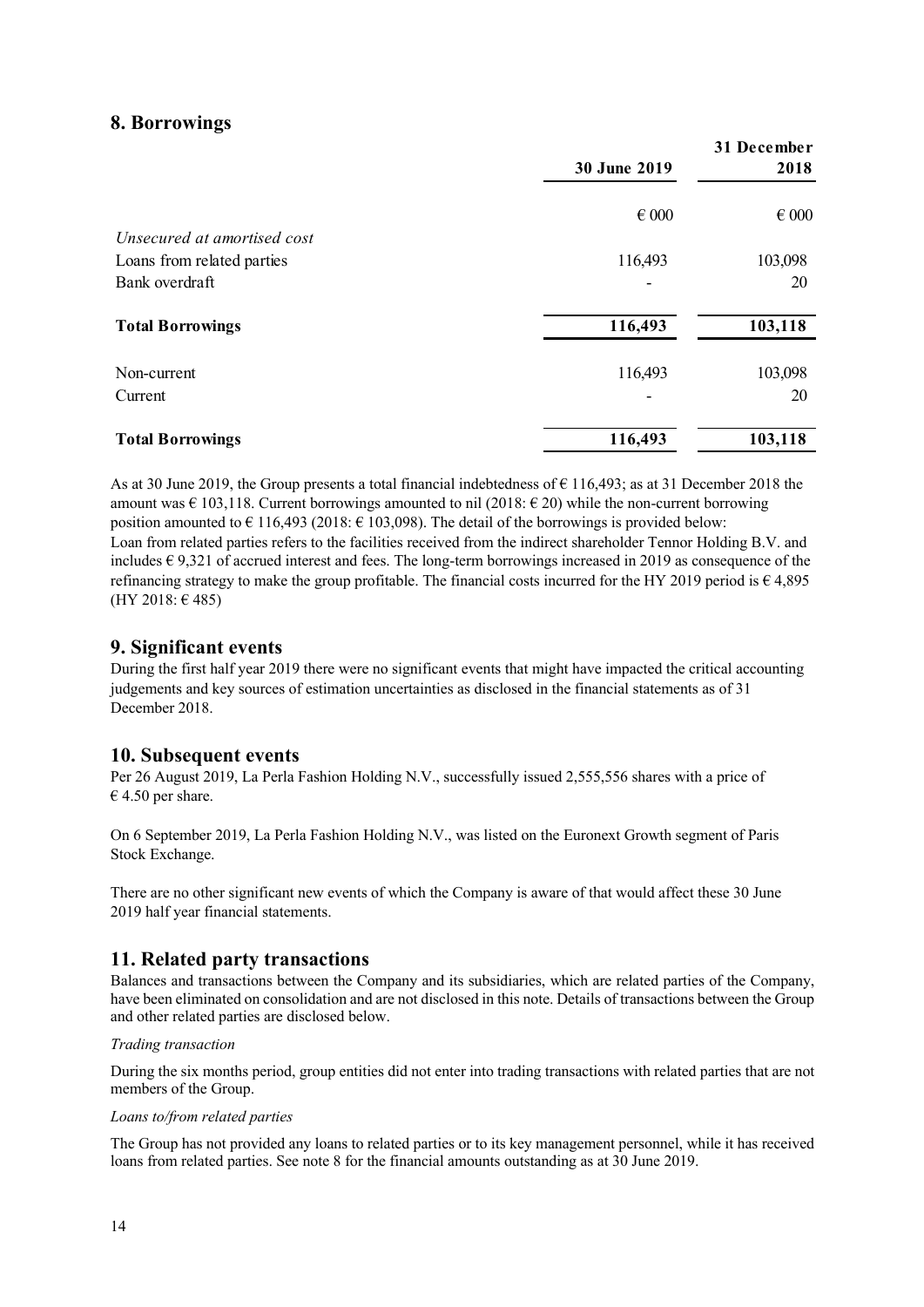## 8. Borrowings

| | 30 June 2019 | 31 December 2018 |
|---|---|---|
| | € 000 | € 000 |
| *Unsecured at amortised cost* | | |
| Loans from related parties | 116,493 | 103,098 |
| Bank overdraft | - | 20 |
| **Total Borrowings** | **116,493** | **103,118** |
| Non-current | 116,493 | 103,098 |
| Current | - | 20 |
| **Total Borrowings** | **116,493** | **103,118** |

As at 30 June 2019, the Group presents a total financial indebtedness of € 116,493; as at 31 December 2018 the amount was € 103,118. Current borrowings amounted to nil (2018: € 20) while the non-current borrowing position amounted to € 116,493 (2018: € 103,098). The detail of the borrowings is provided below:
Loan from related parties refers to the facilities received from the indirect shareholder Tennor Holding B.V. and includes € 9,321 of accrued interest and fees. The long-term borrowings increased in 2019 as consequence of the refinancing strategy to make the group profitable. The financial costs incurred for the HY 2019 period is € 4,895 (HY 2018: € 485)

## 9. Significant events

During the first half year 2019 there were no significant events that might have impacted the critical accounting judgements and key sources of estimation uncertainties as disclosed in the financial statements as of 31 December 2018.

## 10. Subsequent events

Per 26 August 2019, La Perla Fashion Holding N.V., successfully issued 2,555,556 shares with a price of € 4.50 per share.

On 6 September 2019, La Perla Fashion Holding N.V., was listed on the Euronext Growth segment of Paris Stock Exchange.

There are no other significant new events of which the Company is aware of that would affect these 30 June 2019 half year financial statements.

## 11. Related party transactions

Balances and transactions between the Company and its subsidiaries, which are related parties of the Company, have been eliminated on consolidation and are not disclosed in this note. Details of transactions between the Group and other related parties are disclosed below.

*Trading transaction*

During the six months period, group entities did not enter into trading transactions with related parties that are not members of the Group.

*Loans to/from related parties*

The Group has not provided any loans to related parties or to its key management personnel, while it has received loans from related parties. See note 8 for the financial amounts outstanding as at 30 June 2019.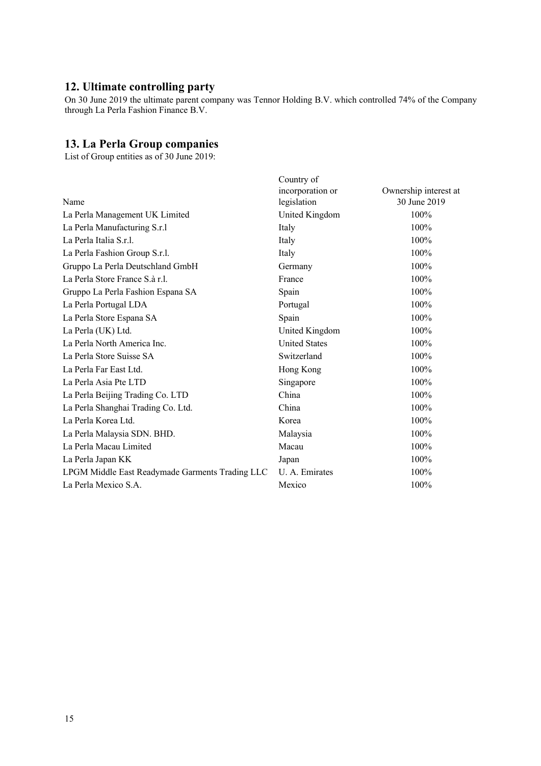## 12. Ultimate controlling party

On 30 June 2019 the ultimate parent company was Tennor Holding B.V. which controlled 74% of the Company through La Perla Fashion Finance B.V.

## 13. La Perla Group companies

List of Group entities as of 30 June 2019:

| Name | Country of incorporation or legislation | Ownership interest at 30 June 2019 |
|---|---|---|
| La Perla Management UK Limited | United Kingdom | 100% |
| La Perla Manufacturing S.r.l | Italy | 100% |
| La Perla Italia S.r.l. | Italy | 100% |
| La Perla Fashion Group S.r.l. | Italy | 100% |
| Gruppo La Perla Deutschland GmbH | Germany | 100% |
| La Perla Store France S.à r.l. | France | 100% |
| Gruppo La Perla Fashion Espana SA | Spain | 100% |
| La Perla Portugal LDA | Portugal | 100% |
| La Perla Store Espana SA | Spain | 100% |
| La Perla (UK) Ltd. | United Kingdom | 100% |
| La Perla North America Inc. | United States | 100% |
| La Perla Store Suisse SA | Switzerland | 100% |
| La Perla Far East Ltd. | Hong Kong | 100% |
| La Perla Asia Pte LTD | Singapore | 100% |
| La Perla Beijing Trading Co. LTD | China | 100% |
| La Perla Shanghai Trading Co. Ltd. | China | 100% |
| La Perla Korea Ltd. | Korea | 100% |
| La Perla Malaysia SDN. BHD. | Malaysia | 100% |
| La Perla Macau Limited | Macau | 100% |
| La Perla Japan KK | Japan | 100% |
| LPGM Middle East Readymade Garments Trading LLC | U. A. Emirates | 100% |
| La Perla Mexico S.A. | Mexico | 100% |